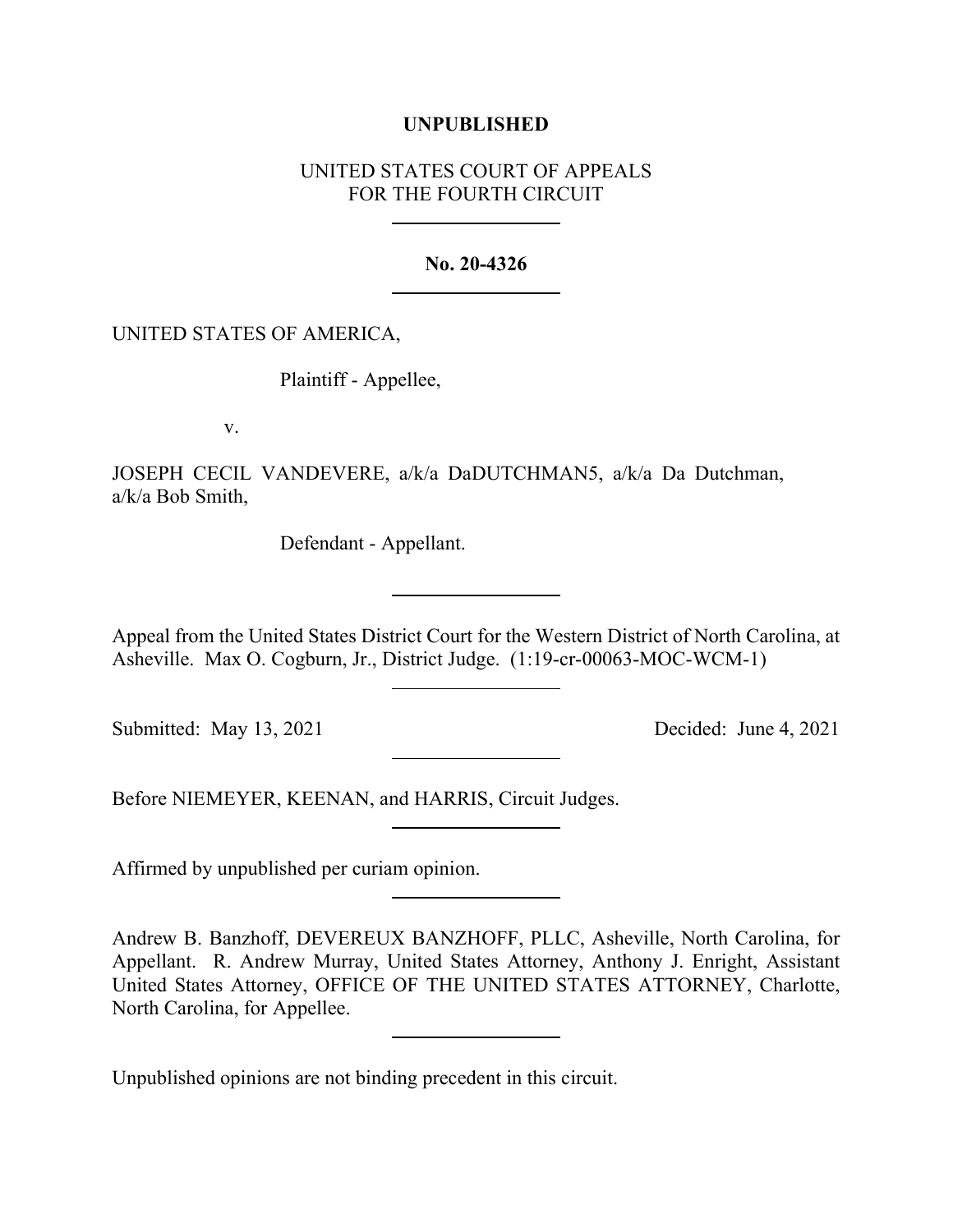**UNPUBLISHED**

UNITED STATES COURT OF APPEALS
FOR THE FOURTH CIRCUIT

---

**No. 20-4326**

---

UNITED STATES OF AMERICA,

Plaintiff - Appellee,

v.

JOSEPH CECIL VANDEVERE, a/k/a DaDUTCHMAN5, a/k/a Da Dutchman, a/k/a Bob Smith,

Defendant - Appellant.

---

Appeal from the United States District Court for the Western District of North Carolina, at Asheville. Max O. Cogburn, Jr., District Judge. (1:19-cr-00063-MOC-WCM-1)

---

Submitted: May 13, 2021 Decided: June 4, 2021

---

Before NIEMEYER, KEENAN, and HARRIS, Circuit Judges.

---

Affirmed by unpublished per curiam opinion.

---

Andrew B. Banzhoff, DEVEREUX BANZHOFF, PLLC, Asheville, North Carolina, for Appellant. R. Andrew Murray, United States Attorney, Anthony J. Enright, Assistant United States Attorney, OFFICE OF THE UNITED STATES ATTORNEY, Charlotte, North Carolina, for Appellee.

---

Unpublished opinions are not binding precedent in this circuit.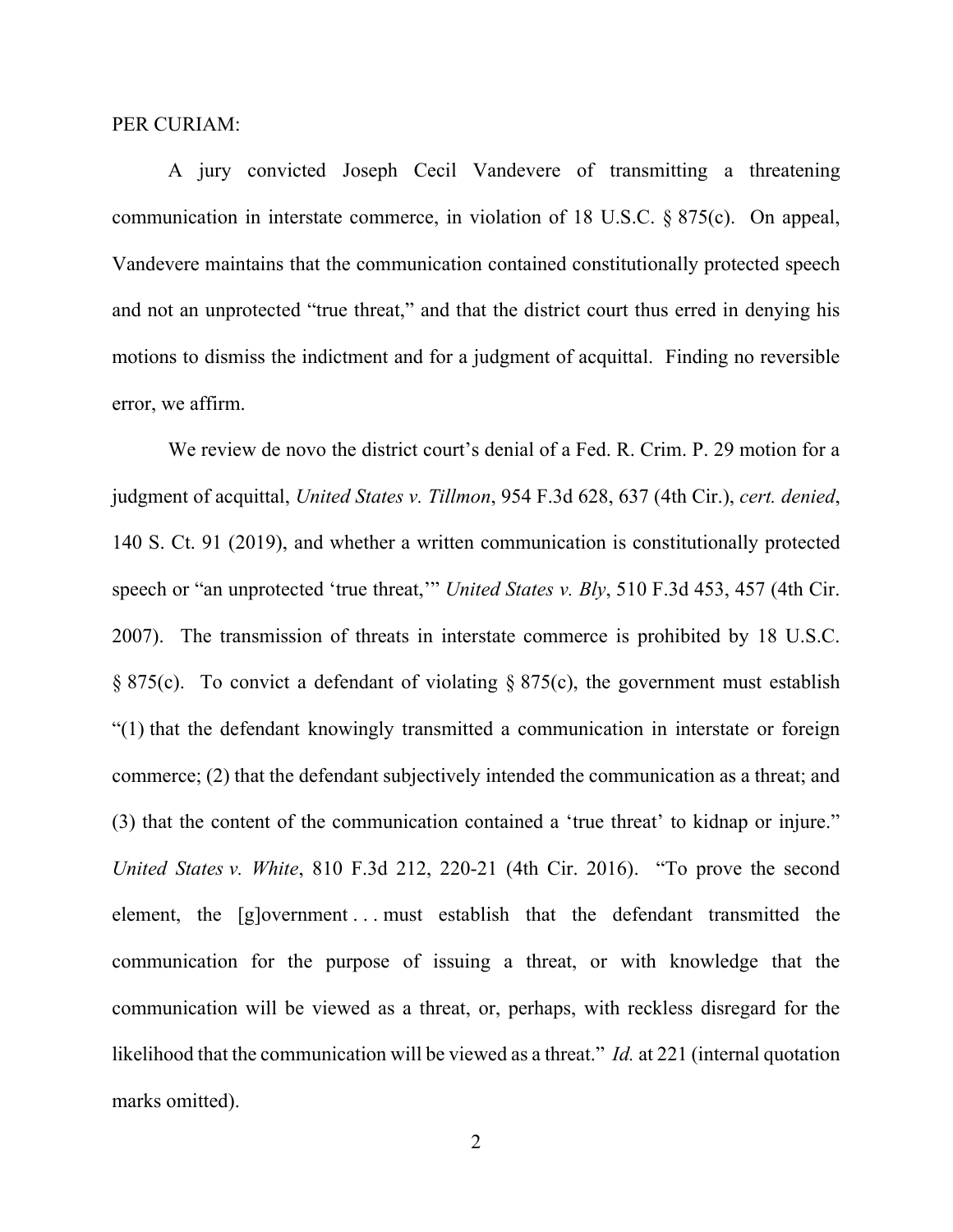PER CURIAM:

A jury convicted Joseph Cecil Vandevere of transmitting a threatening communication in interstate commerce, in violation of 18 U.S.C. § 875(c). On appeal, Vandevere maintains that the communication contained constitutionally protected speech and not an unprotected "true threat," and that the district court thus erred in denying his motions to dismiss the indictment and for a judgment of acquittal. Finding no reversible error, we affirm.

We review de novo the district court's denial of a Fed. R. Crim. P. 29 motion for a judgment of acquittal, *United States v. Tillmon*, 954 F.3d 628, 637 (4th Cir.), *cert. denied*, 140 S. Ct. 91 (2019), and whether a written communication is constitutionally protected speech or "an unprotected 'true threat,'" *United States v. Bly*, 510 F.3d 453, 457 (4th Cir. 2007). The transmission of threats in interstate commerce is prohibited by 18 U.S.C. § 875(c). To convict a defendant of violating § 875(c), the government must establish "(1) that the defendant knowingly transmitted a communication in interstate or foreign commerce; (2) that the defendant subjectively intended the communication as a threat; and (3) that the content of the communication contained a 'true threat' to kidnap or injure." *United States v. White*, 810 F.3d 212, 220-21 (4th Cir. 2016). "To prove the second element, the [g]overnment . . . must establish that the defendant transmitted the communication for the purpose of issuing a threat, or with knowledge that the communication will be viewed as a threat, or, perhaps, with reckless disregard for the likelihood that the communication will be viewed as a threat." *Id.* at 221 (internal quotation marks omitted).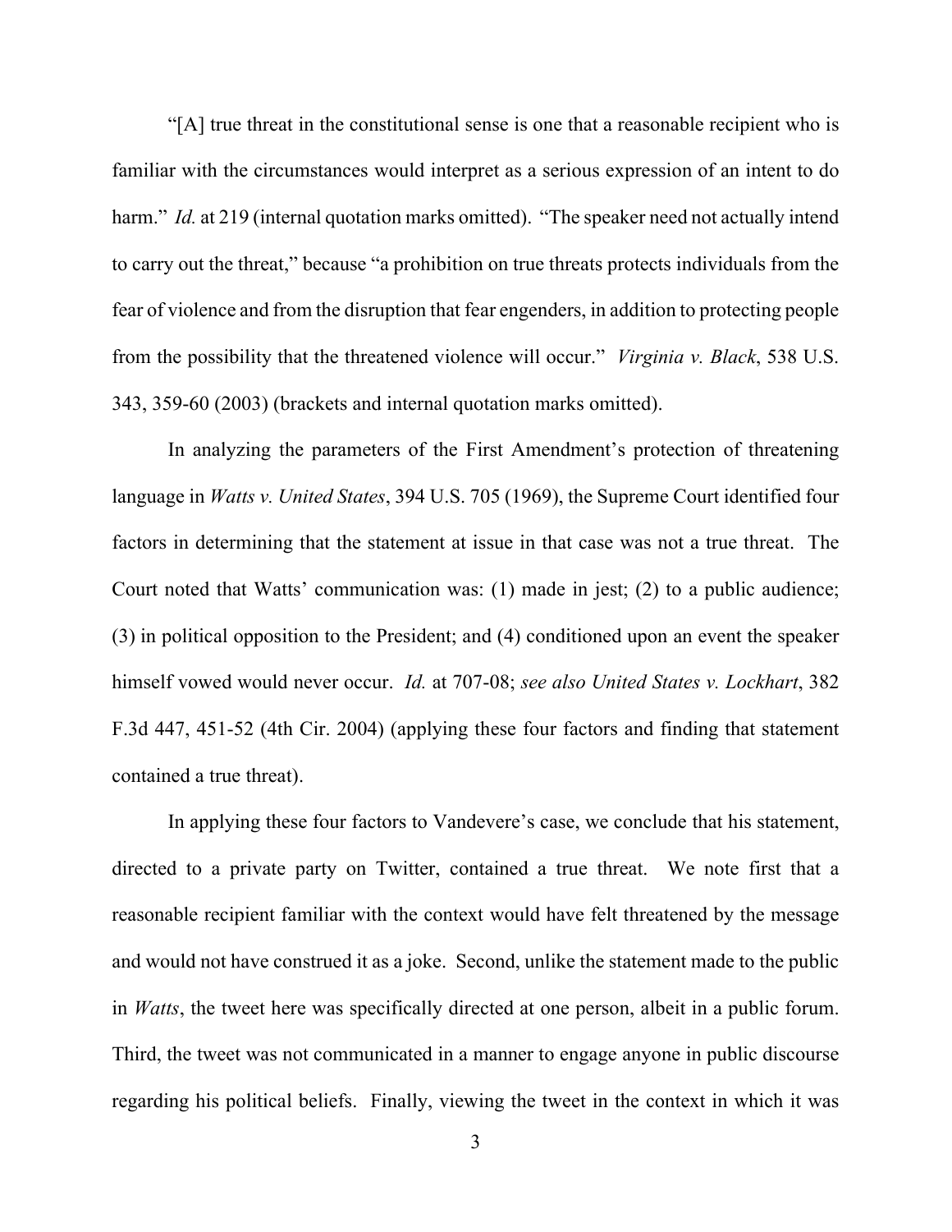"[A] true threat in the constitutional sense is one that a reasonable recipient who is familiar with the circumstances would interpret as a serious expression of an intent to do harm." *Id.* at 219 (internal quotation marks omitted). "The speaker need not actually intend to carry out the threat," because "a prohibition on true threats protects individuals from the fear of violence and from the disruption that fear engenders, in addition to protecting people from the possibility that the threatened violence will occur." *Virginia v. Black*, 538 U.S. 343, 359-60 (2003) (brackets and internal quotation marks omitted).

In analyzing the parameters of the First Amendment's protection of threatening language in *Watts v. United States*, 394 U.S. 705 (1969), the Supreme Court identified four factors in determining that the statement at issue in that case was not a true threat. The Court noted that Watts' communication was: (1) made in jest; (2) to a public audience; (3) in political opposition to the President; and (4) conditioned upon an event the speaker himself vowed would never occur. *Id.* at 707-08; *see also United States v. Lockhart*, 382 F.3d 447, 451-52 (4th Cir. 2004) (applying these four factors and finding that statement contained a true threat).

In applying these four factors to Vandevere's case, we conclude that his statement, directed to a private party on Twitter, contained a true threat. We note first that a reasonable recipient familiar with the context would have felt threatened by the message and would not have construed it as a joke. Second, unlike the statement made to the public in *Watts*, the tweet here was specifically directed at one person, albeit in a public forum. Third, the tweet was not communicated in a manner to engage anyone in public discourse regarding his political beliefs. Finally, viewing the tweet in the context in which it was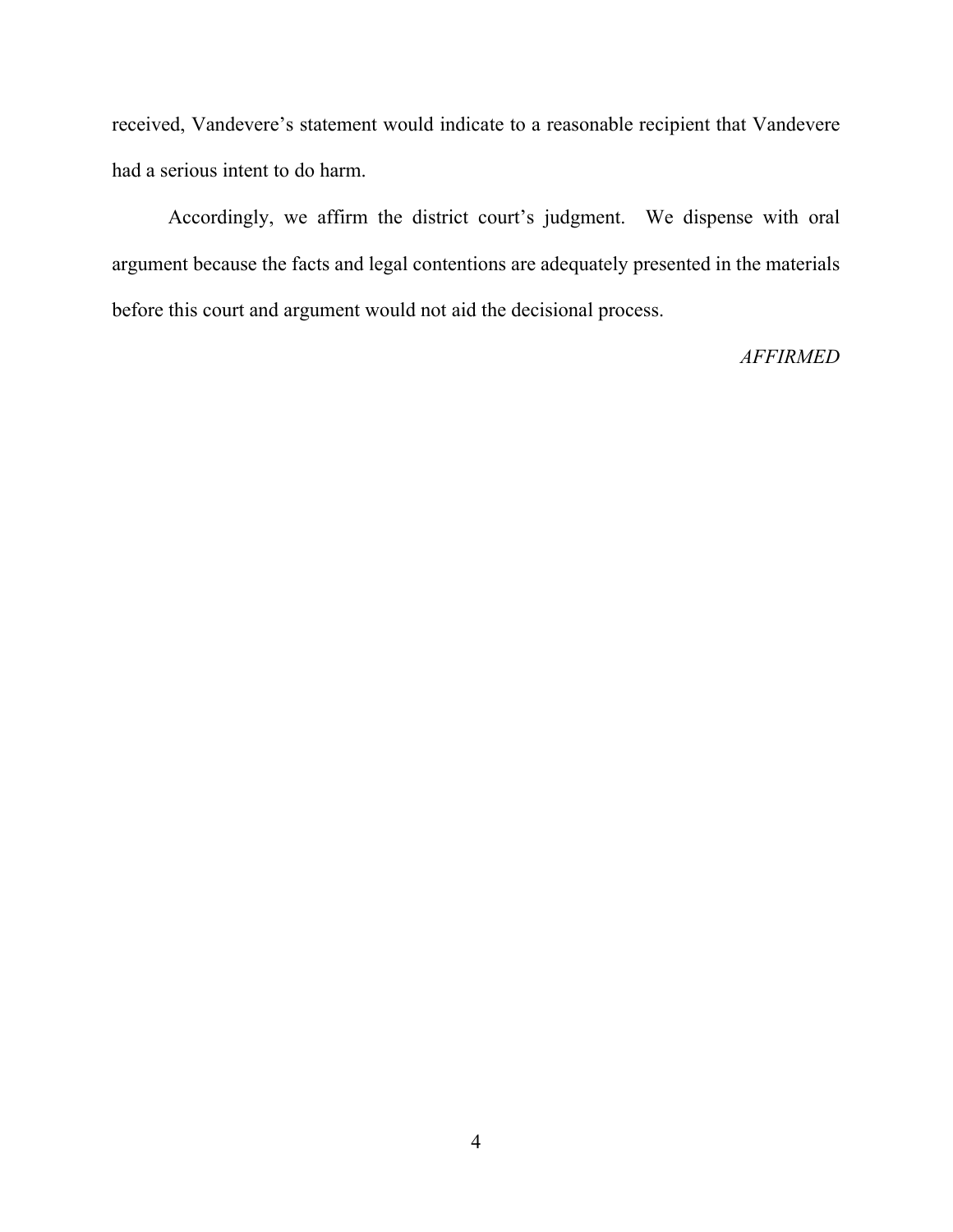received, Vandevere's statement would indicate to a reasonable recipient that Vandevere had a serious intent to do harm.

Accordingly, we affirm the district court's judgment. We dispense with oral argument because the facts and legal contentions are adequately presented in the materials before this court and argument would not aid the decisional process.

*AFFIRMED*